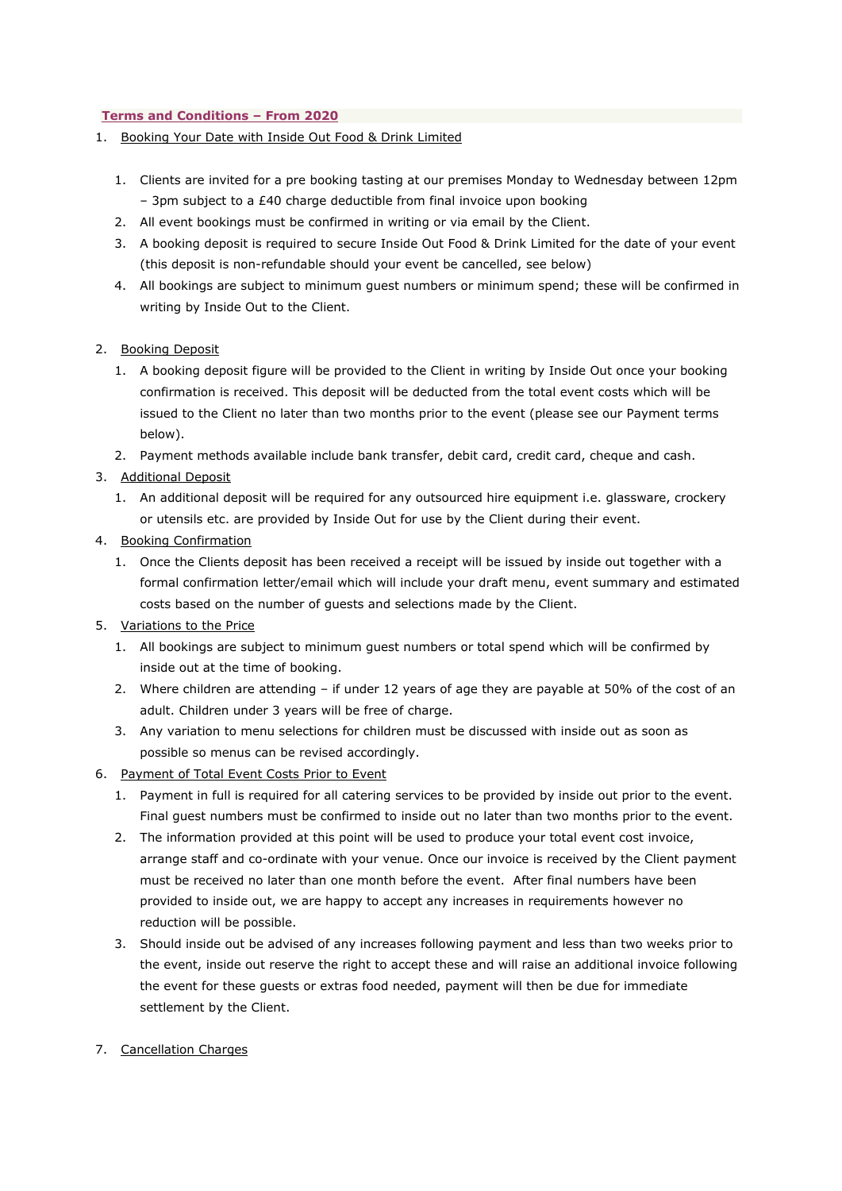**Terms and Conditions – From 2020**

1. Booking Your Date with Inside Out Food & Drink Limited

    1. Clients are invited for a pre booking tasting at our premises Monday to Wednesday between 12pm – 3pm subject to a £40 charge deductible from final invoice upon booking
    2. All event bookings must be confirmed in writing or via email by the Client.
    3. A booking deposit is required to secure Inside Out Food & Drink Limited for the date of your event (this deposit is non-refundable should your event be cancelled, see below)
    4. All bookings are subject to minimum guest numbers or minimum spend; these will be confirmed in writing by Inside Out to the Client.

2. Booking Deposit
    1. A booking deposit figure will be provided to the Client in writing by Inside Out once your booking confirmation is received. This deposit will be deducted from the total event costs which will be issued to the Client no later than two months prior to the event (please see our Payment terms below).
    2. Payment methods available include bank transfer, debit card, credit card, cheque and cash.
3. Additional Deposit
    1. An additional deposit will be required for any outsourced hire equipment i.e. glassware, crockery or utensils etc. are provided by Inside Out for use by the Client during their event.
4. Booking Confirmation
    1. Once the Clients deposit has been received a receipt will be issued by inside out together with a formal confirmation letter/email which will include your draft menu, event summary and estimated costs based on the number of guests and selections made by the Client.
5. Variations to the Price
    1. All bookings are subject to minimum guest numbers or total spend which will be confirmed by inside out at the time of booking.
    2. Where children are attending – if under 12 years of age they are payable at 50% of the cost of an adult. Children under 3 years will be free of charge.
    3. Any variation to menu selections for children must be discussed with inside out as soon as possible so menus can be revised accordingly.
6. Payment of Total Event Costs Prior to Event
    1. Payment in full is required for all catering services to be provided by inside out prior to the event. Final guest numbers must be confirmed to inside out no later than two months prior to the event.
    2. The information provided at this point will be used to produce your total event cost invoice, arrange staff and co-ordinate with your venue. Once our invoice is received by the Client payment must be received no later than one month before the event. After final numbers have been provided to inside out, we are happy to accept any increases in requirements however no reduction will be possible.
    3. Should inside out be advised of any increases following payment and less than two weeks prior to the event, inside out reserve the right to accept these and will raise an additional invoice following the event for these guests or extras food needed, payment will then be due for immediate settlement by the Client.

7. Cancellation Charges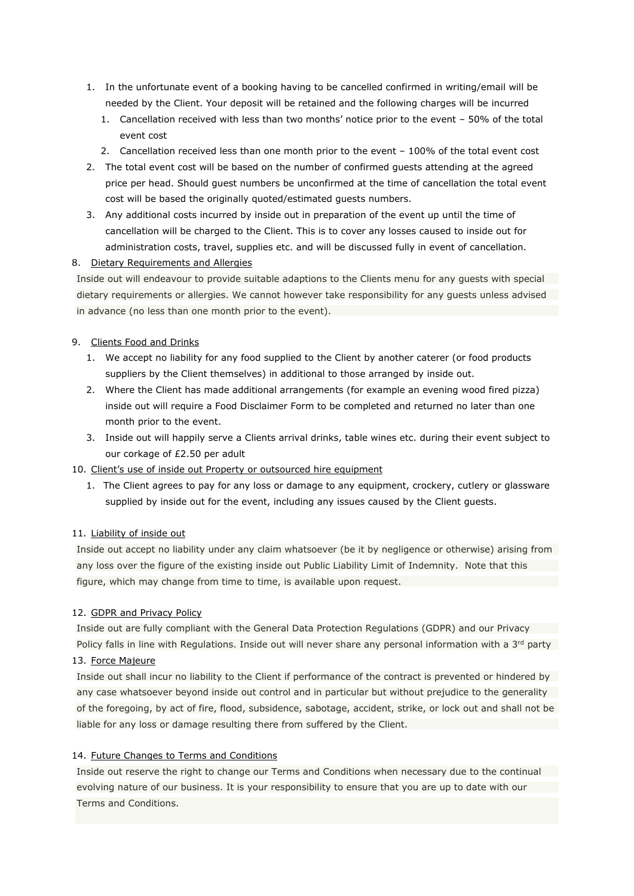1. In the unfortunate event of a booking having to be cancelled confirmed in writing/email will be needed by the Client. Your deposit will be retained and the following charges will be incurred
   1. Cancellation received with less than two months' notice prior to the event – 50% of the total event cost
   2. Cancellation received less than one month prior to the event – 100% of the total event cost
2. The total event cost will be based on the number of confirmed guests attending at the agreed price per head. Should guest numbers be unconfirmed at the time of cancellation the total event cost will be based the originally quoted/estimated guests numbers.
3. Any additional costs incurred by inside out in preparation of the event up until the time of cancellation will be charged to the Client. This is to cover any losses caused to inside out for administration costs, travel, supplies etc. and will be discussed fully in event of cancellation.

8. Dietary Requirements and Allergies

Inside out will endeavour to provide suitable adaptions to the Clients menu for any guests with special dietary requirements or allergies. We cannot however take responsibility for any guests unless advised in advance (no less than one month prior to the event).

9. Clients Food and Drinks
   1. We accept no liability for any food supplied to the Client by another caterer (or food products suppliers by the Client themselves) in additional to those arranged by inside out.
   2. Where the Client has made additional arrangements (for example an evening wood fired pizza) inside out will require a Food Disclaimer Form to be completed and returned no later than one month prior to the event.
   3. Inside out will happily serve a Clients arrival drinks, table wines etc. during their event subject to our corkage of £2.50 per adult

10. Client's use of inside out Property or outsourced hire equipment
    1. The Client agrees to pay for any loss or damage to any equipment, crockery, cutlery or glassware supplied by inside out for the event, including any issues caused by the Client guests.

11. Liability of inside out

Inside out accept no liability under any claim whatsoever (be it by negligence or otherwise) arising from any loss over the figure of the existing inside out Public Liability Limit of Indemnity. Note that this figure, which may change from time to time, is available upon request.

12. GDPR and Privacy Policy

Inside out are fully compliant with the General Data Protection Regulations (GDPR) and our Privacy Policy falls in line with Regulations. Inside out will never share any personal information with a 3rd party

13. Force Majeure

Inside out shall incur no liability to the Client if performance of the contract is prevented or hindered by any case whatsoever beyond inside out control and in particular but without prejudice to the generality of the foregoing, by act of fire, flood, subsidence, sabotage, accident, strike, or lock out and shall not be liable for any loss or damage resulting there from suffered by the Client.

14. Future Changes to Terms and Conditions

Inside out reserve the right to change our Terms and Conditions when necessary due to the continual evolving nature of our business. It is your responsibility to ensure that you are up to date with our Terms and Conditions.